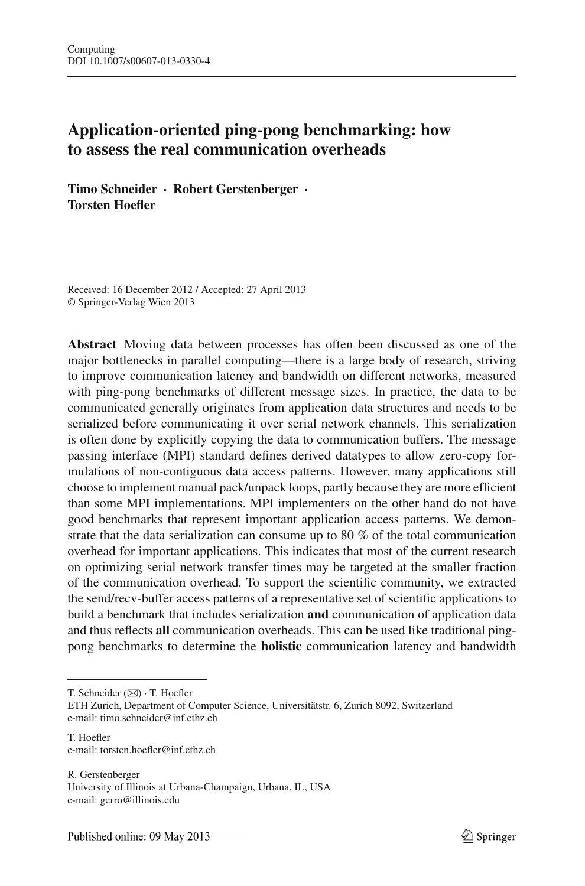Computing
DOI 10.1007/s00607-013-0330-4

# Application-oriented ping-pong benchmarking: how to assess the real communication overheads

**Timo Schneider · Robert Gerstenberger · Torsten Hoefler**

Received: 16 December 2012 / Accepted: 27 April 2013
© Springer-Verlag Wien 2013

**Abstract** Moving data between processes has often been discussed as one of the major bottlenecks in parallel computing—there is a large body of research, striving to improve communication latency and bandwidth on different networks, measured with ping-pong benchmarks of different message sizes. In practice, the data to be communicated generally originates from application data structures and needs to be serialized before communicating it over serial network channels. This serialization is often done by explicitly copying the data to communication buffers. The message passing interface (MPI) standard defines derived datatypes to allow zero-copy formulations of non-contiguous data access patterns. However, many applications still choose to implement manual pack/unpack loops, partly because they are more efficient than some MPI implementations. MPI implementers on the other hand do not have good benchmarks that represent important application access patterns. We demonstrate that the data serialization can consume up to 80 % of the total communication overhead for important applications. This indicates that most of the current research on optimizing serial network transfer times may be targeted at the smaller fraction of the communication overhead. To support the scientific community, we extracted the send/recv-buffer access patterns of a representative set of scientific applications to build a benchmark that includes serialization **and** communication of application data and thus reflects **all** communication overheads. This can be used like traditional ping-pong benchmarks to determine the **holistic** communication latency and bandwidth

---

T. Schneider (✉) · T. Hoefler
ETH Zurich, Department of Computer Science, Universitätstr. 6, Zurich 8092, Switzerland
e-mail: timo.schneider@inf.ethz.ch

T. Hoefler
e-mail: torsten.hoefler@inf.ethz.ch

R. Gerstenberger
University of Illinois at Urbana-Champaign, Urbana, IL, USA
e-mail: gerro@illinois.edu

Published online: 09 May 2013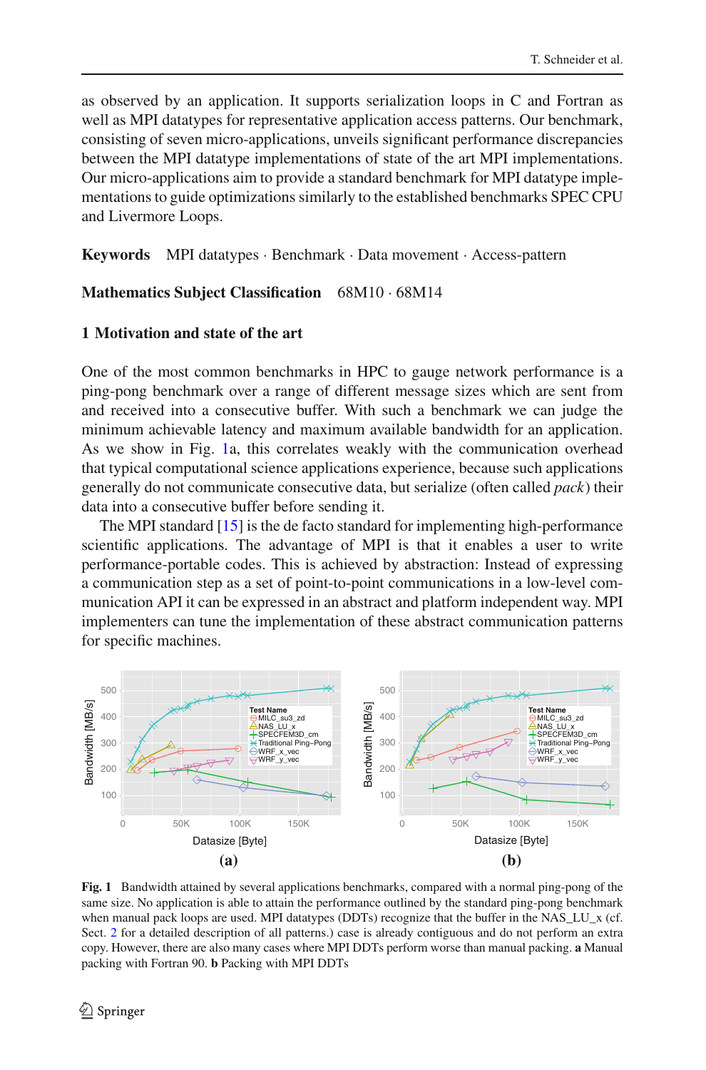as observed by an application. It supports serialization loops in C and Fortran as well as MPI datatypes for representative application access patterns. Our benchmark, consisting of seven micro-applications, unveils significant performance discrepancies between the MPI datatype implementations of state of the art MPI implementations. Our micro-applications aim to provide a standard benchmark for MPI datatype implementations to guide optimizations similarly to the established benchmarks SPEC CPU and Livermore Loops.

**Keywords** MPI datatypes · Benchmark · Data movement · Access-pattern

**Mathematics Subject Classification** 68M10 · 68M14

## 1 Motivation and state of the art

One of the most common benchmarks in HPC to gauge network performance is a ping-pong benchmark over a range of different message sizes which are sent from and received into a consecutive buffer. With such a benchmark we can judge the minimum achievable latency and maximum available bandwidth for an application. As we show in Fig. 1a, this correlates weakly with the communication overhead that typical computational science applications experience, because such applications generally do not communicate consecutive data, but serialize (often called *pack*) their data into a consecutive buffer before sending it.

The MPI standard [15] is the de facto standard for implementing high-performance scientific applications. The advantage of MPI is that it enables a user to write performance-portable codes. This is achieved by abstraction: Instead of expressing a communication step as a set of point-to-point communications in a low-level communication API it can be expressed in an abstract and platform independent way. MPI implementers can tune the implementation of these abstract communication patterns for specific machines.

**Fig. 1** Bandwidth attained by several applications benchmarks, compared with a normal ping-pong of the same size. No application is able to attain the performance outlined by the standard ping-pong benchmark when manual pack loops are used. MPI datatypes (DDTs) recognize that the buffer in the NAS_LU_x (cf. Sect. 2 for a detailed description of all patterns.) case is already contiguous and do not perform an extra copy. However, there are also many cases where MPI DDTs perform worse than manual packing. **a** Manual packing with Fortran 90. **b** Packing with MPI DDTs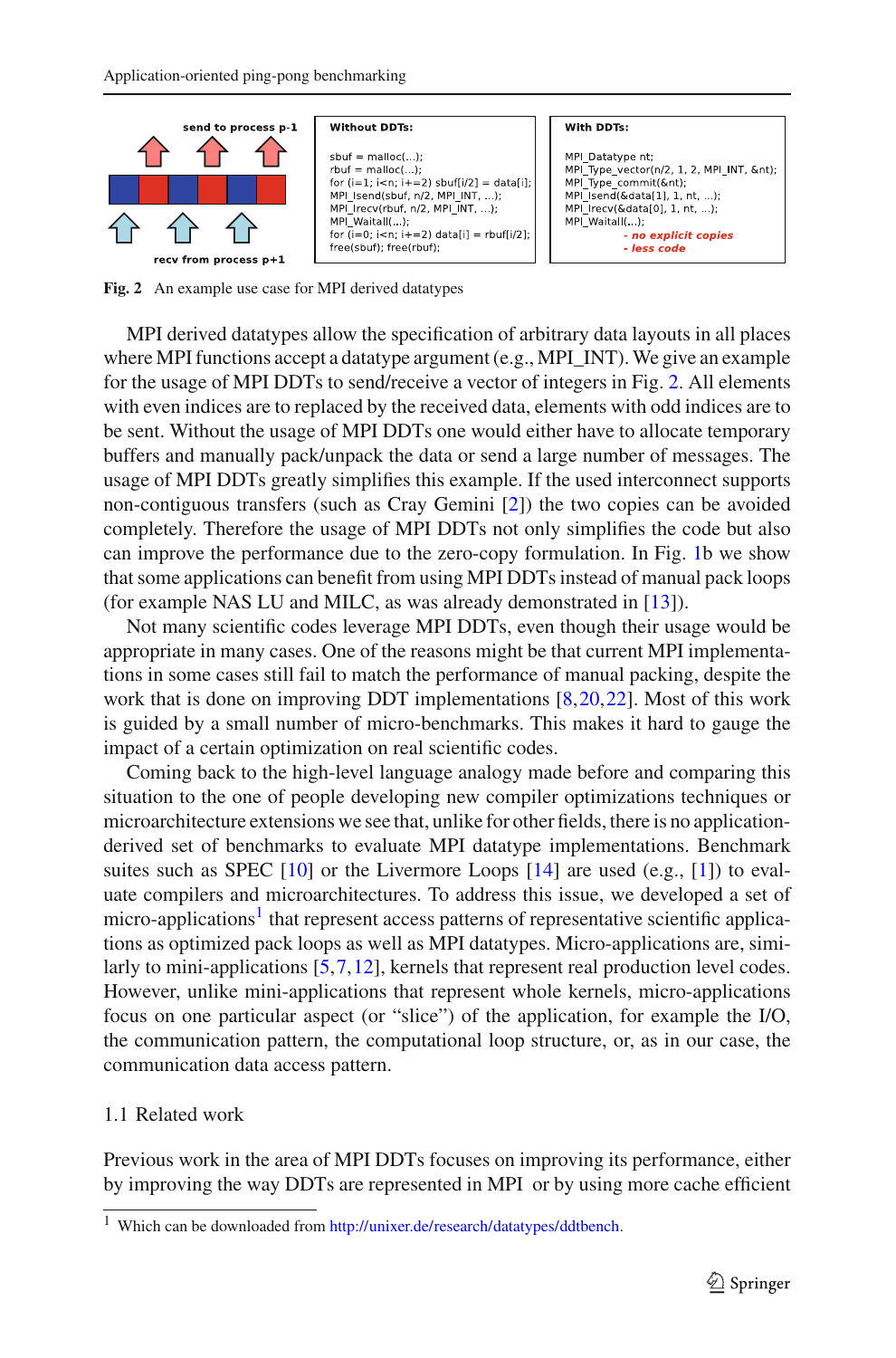send to process p-1

recv from process p+1

**Without DDTs:**

```
sbuf = malloc(...);
rbuf = malloc(...);
for (i=1; i<n; i+=2) sbuf[i/2] = data[i];
MPI_Isend(sbuf, n/2, MPI_INT, ...);
MPI_Irecv(rbuf, n/2, MPI_INT, ...);
MPI_Waitall(...);
for (i=0; i<n; i+=2) data[i] = rbuf[i/2];
free(sbuf); free(rbuf);
```

**With DDTs:**

```
MPI_Datatype nt;
MPI_Type_vector(n/2, 1, 2, MPI_INT, &nt);
MPI_Type_commit(&nt);
MPI_Isend(&data[1], 1, nt, ...);
MPI_Irecv(&data[0], 1, nt, ...);
MPI_Waitall(...);
```

- no explicit copies
- less code

**Fig. 2** An example use case for MPI derived datatypes

MPI derived datatypes allow the specification of arbitrary data layouts in all places where MPI functions accept a datatype argument (e.g., MPI_INT). We give an example for the usage of MPI DDTs to send/receive a vector of integers in Fig. 2. All elements with even indices are to replaced by the received data, elements with odd indices are to be sent. Without the usage of MPI DDTs one would either have to allocate temporary buffers and manually pack/unpack the data or send a large number of messages. The usage of MPI DDTs greatly simplifies this example. If the used interconnect supports non-contiguous transfers (such as Cray Gemini [2]) the two copies can be avoided completely. Therefore the usage of MPI DDTs not only simplifies the code but also can improve the performance due to the zero-copy formulation. In Fig. 1b we show that some applications can benefit from using MPI DDTs instead of manual pack loops (for example NAS LU and MILC, as was already demonstrated in [13]).

Not many scientific codes leverage MPI DDTs, even though their usage would be appropriate in many cases. One of the reasons might be that current MPI implementations in some cases still fail to match the performance of manual packing, despite the work that is done on improving DDT implementations [8,20,22]. Most of this work is guided by a small number of micro-benchmarks. This makes it hard to gauge the impact of a certain optimization on real scientific codes.

Coming back to the high-level language analogy made before and comparing this situation to the one of people developing new compiler optimizations techniques or microarchitecture extensions we see that, unlike for other fields, there is no application-derived set of benchmarks to evaluate MPI datatype implementations. Benchmark suites such as SPEC [10] or the Livermore Loops [14] are used (e.g., [1]) to evaluate compilers and microarchitectures. To address this issue, we developed a set of micro-applications[1] that represent access patterns of representative scientific applications as optimized pack loops as well as MPI datatypes. Micro-applications are, similarly to mini-applications [5,7,12], kernels that represent real production level codes. However, unlike mini-applications that represent whole kernels, micro-applications focus on one particular aspect (or "slice") of the application, for example the I/O, the communication pattern, the computational loop structure, or, as in our case, the communication data access pattern.

## 1.1 Related work

Previous work in the area of MPI DDTs focuses on improving its performance, either by improving the way DDTs are represented in MPI or by using more cache efficient

[1] Which can be downloaded from http://unixer.de/research/datatypes/ddtbench.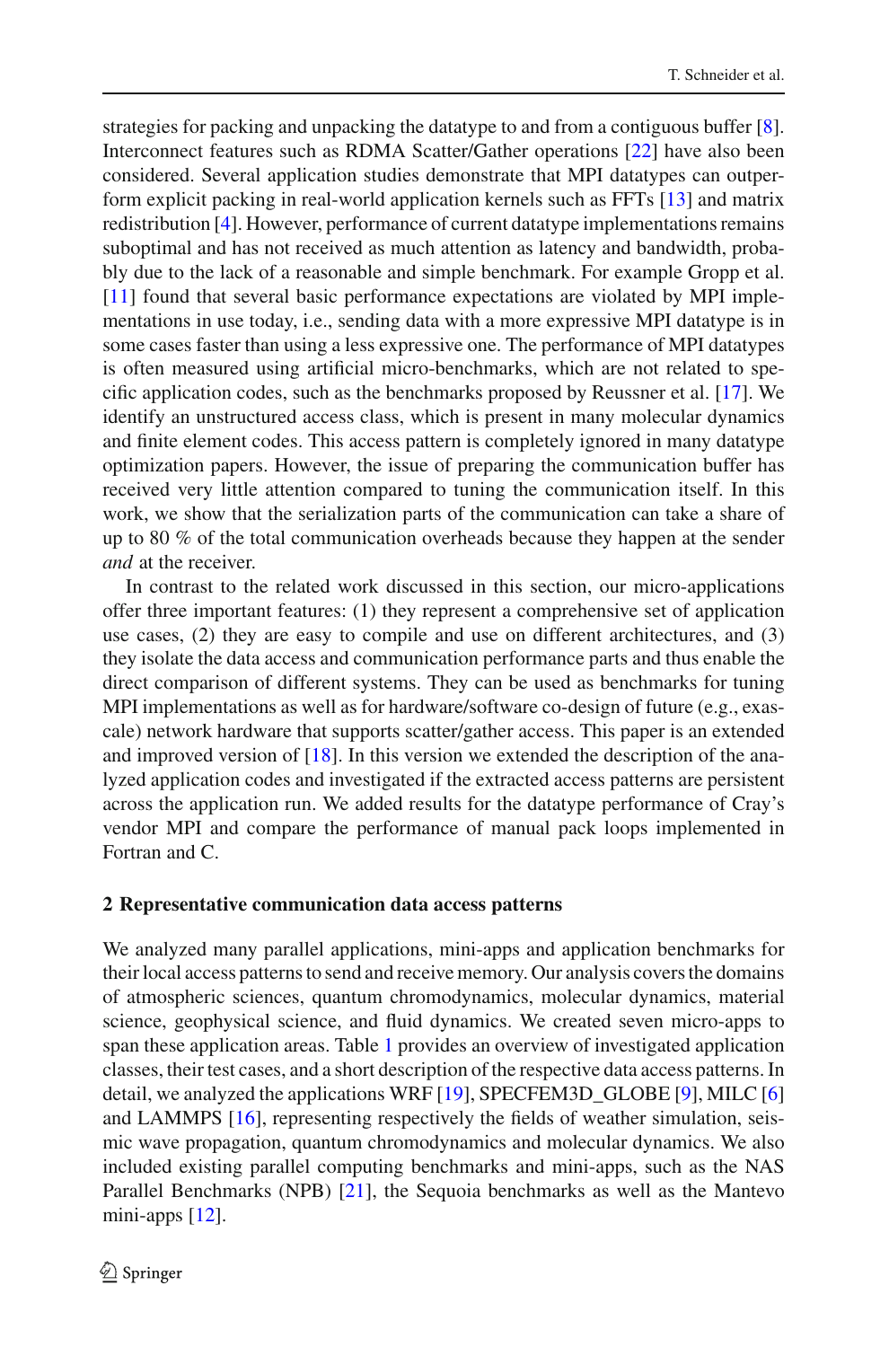strategies for packing and unpacking the datatype to and from a contiguous buffer [8]. Interconnect features such as RDMA Scatter/Gather operations [22] have also been considered. Several application studies demonstrate that MPI datatypes can outperform explicit packing in real-world application kernels such as FFTs [13] and matrix redistribution [4]. However, performance of current datatype implementations remains suboptimal and has not received as much attention as latency and bandwidth, probably due to the lack of a reasonable and simple benchmark. For example Gropp et al. [11] found that several basic performance expectations are violated by MPI implementations in use today, i.e., sending data with a more expressive MPI datatype is in some cases faster than using a less expressive one. The performance of MPI datatypes is often measured using artificial micro-benchmarks, which are not related to specific application codes, such as the benchmarks proposed by Reussner et al. [17]. We identify an unstructured access class, which is present in many molecular dynamics and finite element codes. This access pattern is completely ignored in many datatype optimization papers. However, the issue of preparing the communication buffer has received very little attention compared to tuning the communication itself. In this work, we show that the serialization parts of the communication can take a share of up to 80 % of the total communication overheads because they happen at the sender *and* at the receiver.

In contrast to the related work discussed in this section, our micro-applications offer three important features: (1) they represent a comprehensive set of application use cases, (2) they are easy to compile and use on different architectures, and (3) they isolate the data access and communication performance parts and thus enable the direct comparison of different systems. They can be used as benchmarks for tuning MPI implementations as well as for hardware/software co-design of future (e.g., exascale) network hardware that supports scatter/gather access. This paper is an extended and improved version of [18]. In this version we extended the description of the analyzed application codes and investigated if the extracted access patterns are persistent across the application run. We added results for the datatype performance of Cray's vendor MPI and compare the performance of manual pack loops implemented in Fortran and C.

## 2 Representative communication data access patterns

We analyzed many parallel applications, mini-apps and application benchmarks for their local access patterns to send and receive memory. Our analysis covers the domains of atmospheric sciences, quantum chromodynamics, molecular dynamics, material science, geophysical science, and fluid dynamics. We created seven micro-apps to span these application areas. Table 1 provides an overview of investigated application classes, their test cases, and a short description of the respective data access patterns. In detail, we analyzed the applications WRF [19], SPECFEM3D_GLOBE [9], MILC [6] and LAMMPS [16], representing respectively the fields of weather simulation, seismic wave propagation, quantum chromodynamics and molecular dynamics. We also included existing parallel computing benchmarks and mini-apps, such as the NAS Parallel Benchmarks (NPB) [21], the Sequoia benchmarks as well as the Mantevo mini-apps [12].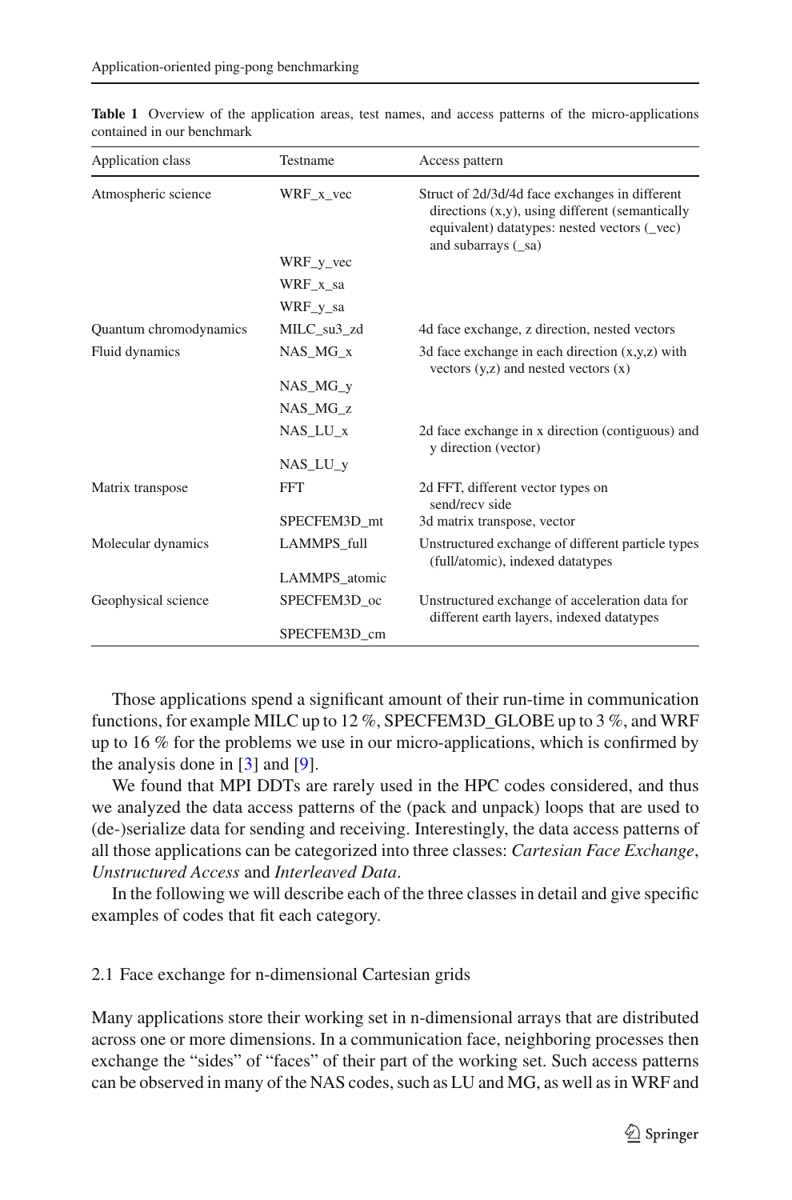**Table 1** Overview of the application areas, test names, and access patterns of the micro-applications contained in our benchmark

| Application class | Testname | Access pattern |
|---|---|---|
| Atmospheric science | WRF_x_vec | Struct of 2d/3d/4d face exchanges in different directions (x,y), using different (semantically equivalent) datatypes: nested vectors (_vec) and subarrays (_sa) |
| | WRF_y_vec | |
| | WRF_x_sa | |
| | WRF_y_sa | |
| Quantum chromodynamics | MILC_su3_zd | 4d face exchange, z direction, nested vectors |
| Fluid dynamics | NAS_MG_x | 3d face exchange in each direction (x,y,z) with vectors (y,z) and nested vectors (x) |
| | NAS_MG_y | |
| | NAS_MG_z | |
| | NAS_LU_x | 2d face exchange in x direction (contiguous) and y direction (vector) |
| | NAS_LU_y | |
| Matrix transpose | FFT | 2d FFT, different vector types on send/recv side |
| | SPECFEM3D_mt | 3d matrix transpose, vector |
| Molecular dynamics | LAMMPS_full | Unstructured exchange of different particle types (full/atomic), indexed datatypes |
| | LAMMPS_atomic | |
| Geophysical science | SPECFEM3D_oc | Unstructured exchange of acceleration data for different earth layers, indexed datatypes |
| | SPECFEM3D_cm | |

Those applications spend a significant amount of their run-time in communication functions, for example MILC up to 12 %, SPECFEM3D_GLOBE up to 3 %, and WRF up to 16 % for the problems we use in our micro-applications, which is confirmed by the analysis done in [3] and [9].

We found that MPI DDTs are rarely used in the HPC codes considered, and thus we analyzed the data access patterns of the (pack and unpack) loops that are used to (de-)serialize data for sending and receiving. Interestingly, the data access patterns of all those applications can be categorized into three classes: *Cartesian Face Exchange*, *Unstructured Access* and *Interleaved Data*.

In the following we will describe each of the three classes in detail and give specific examples of codes that fit each category.

### 2.1 Face exchange for n-dimensional Cartesian grids

Many applications store their working set in n-dimensional arrays that are distributed across one or more dimensions. In a communication face, neighboring processes then exchange the "sides" of "faces" of their part of the working set. Such access patterns can be observed in many of the NAS codes, such as LU and MG, as well as in WRF and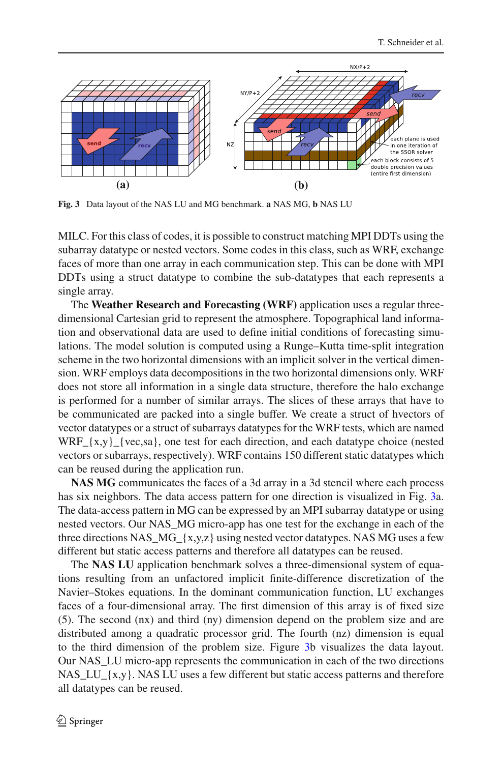Fig. 3 Data layout of the NAS LU and MG benchmark. **a** NAS MG, **b** NAS LU

MILC. For this class of codes, it is possible to construct matching MPI DDTs using the subarray datatype or nested vectors. Some codes in this class, such as WRF, exchange faces of more than one array in each communication step. This can be done with MPI DDTs using a struct datatype to combine the sub-datatypes that each represents a single array.

The **Weather Research and Forecasting (WRF)** application uses a regular three-dimensional Cartesian grid to represent the atmosphere. Topographical land information and observational data are used to define initial conditions of forecasting simulations. The model solution is computed using a Runge–Kutta time-split integration scheme in the two horizontal dimensions with an implicit solver in the vertical dimension. WRF employs data decompositions in the two horizontal dimensions only. WRF does not store all information in a single data structure, therefore the halo exchange is performed for a number of similar arrays. The slices of these arrays that have to be communicated are packed into a single buffer. We create a struct of hvectors of vector datatypes or a struct of subarrays datatypes for the WRF tests, which are named WRF_{x,y}_{vec,sa}, one test for each direction, and each datatype choice (nested vectors or subarrays, respectively). WRF contains 150 different static datatypes which can be reused during the application run.

**NAS MG** communicates the faces of a 3d array in a 3d stencil where each process has six neighbors. The data access pattern for one direction is visualized in Fig. 3a. The data-access pattern in MG can be expressed by an MPI subarray datatype or using nested vectors. Our NAS_MG micro-app has one test for the exchange in each of the three directions NAS_MG_{x,y,z} using nested vector datatypes. NAS MG uses a few different but static access patterns and therefore all datatypes can be reused.

The **NAS LU** application benchmark solves a three-dimensional system of equations resulting from an unfactored implicit finite-difference discretization of the Navier–Stokes equations. In the dominant communication function, LU exchanges faces of a four-dimensional array. The first dimension of this array is of fixed size (5). The second (nx) and third (ny) dimension depend on the problem size and are distributed among a quadratic processor grid. The fourth (nz) dimension is equal to the third dimension of the problem size. Figure 3b visualizes the data layout. Our NAS_LU micro-app represents the communication in each of the two directions NAS_LU_{x,y}. NAS LU uses a few different but static access patterns and therefore all datatypes can be reused.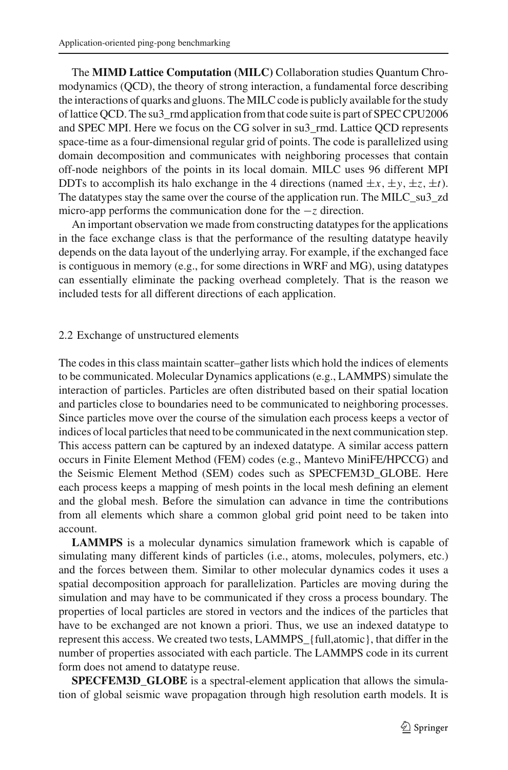The **MIMD Lattice Computation (MILC)** Collaboration studies Quantum Chromodynamics (QCD), the theory of strong interaction, a fundamental force describing the interactions of quarks and gluons. The MILC code is publicly available for the study of lattice QCD. The su3_rmd application from that code suite is part of SPEC CPU2006 and SPEC MPI. Here we focus on the CG solver in su3_rmd. Lattice QCD represents space-time as a four-dimensional regular grid of points. The code is parallelized using domain decomposition and communicates with neighboring processes that contain off-node neighbors of the points in its local domain. MILC uses 96 different MPI DDTs to accomplish its halo exchange in the 4 directions (named $\pm x$, $\pm y$, $\pm z$, $\pm t$). The datatypes stay the same over the course of the application run. The MILC_su3_zd micro-app performs the communication done for the $-z$ direction.

An important observation we made from constructing datatypes for the applications in the face exchange class is that the performance of the resulting datatype heavily depends on the data layout of the underlying array. For example, if the exchanged face is contiguous in memory (e.g., for some directions in WRF and MG), using datatypes can essentially eliminate the packing overhead completely. That is the reason we included tests for all different directions of each application.

### 2.2 Exchange of unstructured elements

The codes in this class maintain scatter–gather lists which hold the indices of elements to be communicated. Molecular Dynamics applications (e.g., LAMMPS) simulate the interaction of particles. Particles are often distributed based on their spatial location and particles close to boundaries need to be communicated to neighboring processes. Since particles move over the course of the simulation each process keeps a vector of indices of local particles that need to be communicated in the next communication step. This access pattern can be captured by an indexed datatype. A similar access pattern occurs in Finite Element Method (FEM) codes (e.g., Mantevo MiniFE/HPCCG) and the Seismic Element Method (SEM) codes such as SPECFEM3D_GLOBE. Here each process keeps a mapping of mesh points in the local mesh defining an element and the global mesh. Before the simulation can advance in time the contributions from all elements which share a common global grid point need to be taken into account.

**LAMMPS** is a molecular dynamics simulation framework which is capable of simulating many different kinds of particles (i.e., atoms, molecules, polymers, etc.) and the forces between them. Similar to other molecular dynamics codes it uses a spatial decomposition approach for parallelization. Particles are moving during the simulation and may have to be communicated if they cross a process boundary. The properties of local particles are stored in vectors and the indices of the particles that have to be exchanged are not known a priori. Thus, we use an indexed datatype to represent this access. We created two tests, LAMMPS_{full,atomic}, that differ in the number of properties associated with each particle. The LAMMPS code in its current form does not amend to datatype reuse.

**SPECFEM3D_GLOBE** is a spectral-element application that allows the simulation of global seismic wave propagation through high resolution earth models. It is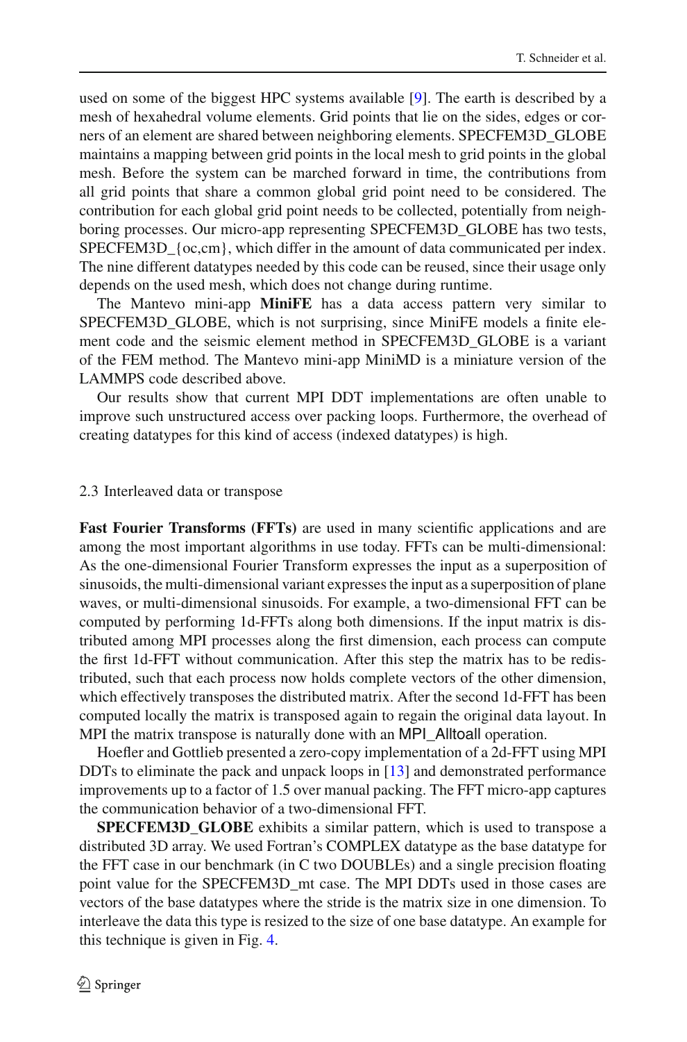used on some of the biggest HPC systems available [9]. The earth is described by a mesh of hexahedral volume elements. Grid points that lie on the sides, edges or corners of an element are shared between neighboring elements. SPECFEM3D_GLOBE maintains a mapping between grid points in the local mesh to grid points in the global mesh. Before the system can be marched forward in time, the contributions from all grid points that share a common global grid point need to be considered. The contribution for each global grid point needs to be collected, potentially from neighboring processes. Our micro-app representing SPECFEM3D_GLOBE has two tests, SPECFEM3D_{oc,cm}, which differ in the amount of data communicated per index. The nine different datatypes needed by this code can be reused, since their usage only depends on the used mesh, which does not change during runtime.

The Mantevo mini-app **MiniFE** has a data access pattern very similar to SPECFEM3D_GLOBE, which is not surprising, since MiniFE models a finite element code and the seismic element method in SPECFEM3D_GLOBE is a variant of the FEM method. The Mantevo mini-app MiniMD is a miniature version of the LAMMPS code described above.

Our results show that current MPI DDT implementations are often unable to improve such unstructured access over packing loops. Furthermore, the overhead of creating datatypes for this kind of access (indexed datatypes) is high.

### 2.3 Interleaved data or transpose

**Fast Fourier Transforms (FFTs)** are used in many scientific applications and are among the most important algorithms in use today. FFTs can be multi-dimensional: As the one-dimensional Fourier Transform expresses the input as a superposition of sinusoids, the multi-dimensional variant expresses the input as a superposition of plane waves, or multi-dimensional sinusoids. For example, a two-dimensional FFT can be computed by performing 1d-FFTs along both dimensions. If the input matrix is distributed among MPI processes along the first dimension, each process can compute the first 1d-FFT without communication. After this step the matrix has to be redistributed, such that each process now holds complete vectors of the other dimension, which effectively transposes the distributed matrix. After the second 1d-FFT has been computed locally the matrix is transposed again to regain the original data layout. In MPI the matrix transpose is naturally done with an MPI_Alltoall operation.

Hoefler and Gottlieb presented a zero-copy implementation of a 2d-FFT using MPI DDTs to eliminate the pack and unpack loops in [13] and demonstrated performance improvements up to a factor of 1.5 over manual packing. The FFT micro-app captures the communication behavior of a two-dimensional FFT.

**SPECFEM3D_GLOBE** exhibits a similar pattern, which is used to transpose a distributed 3D array. We used Fortran's COMPLEX datatype as the base datatype for the FFT case in our benchmark (in C two DOUBLEs) and a single precision floating point value for the SPECFEM3D_mt case. The MPI DDTs used in those cases are vectors of the base datatypes where the stride is the matrix size in one dimension. To interleave the data this type is resized to the size of one base datatype. An example for this technique is given in Fig. 4.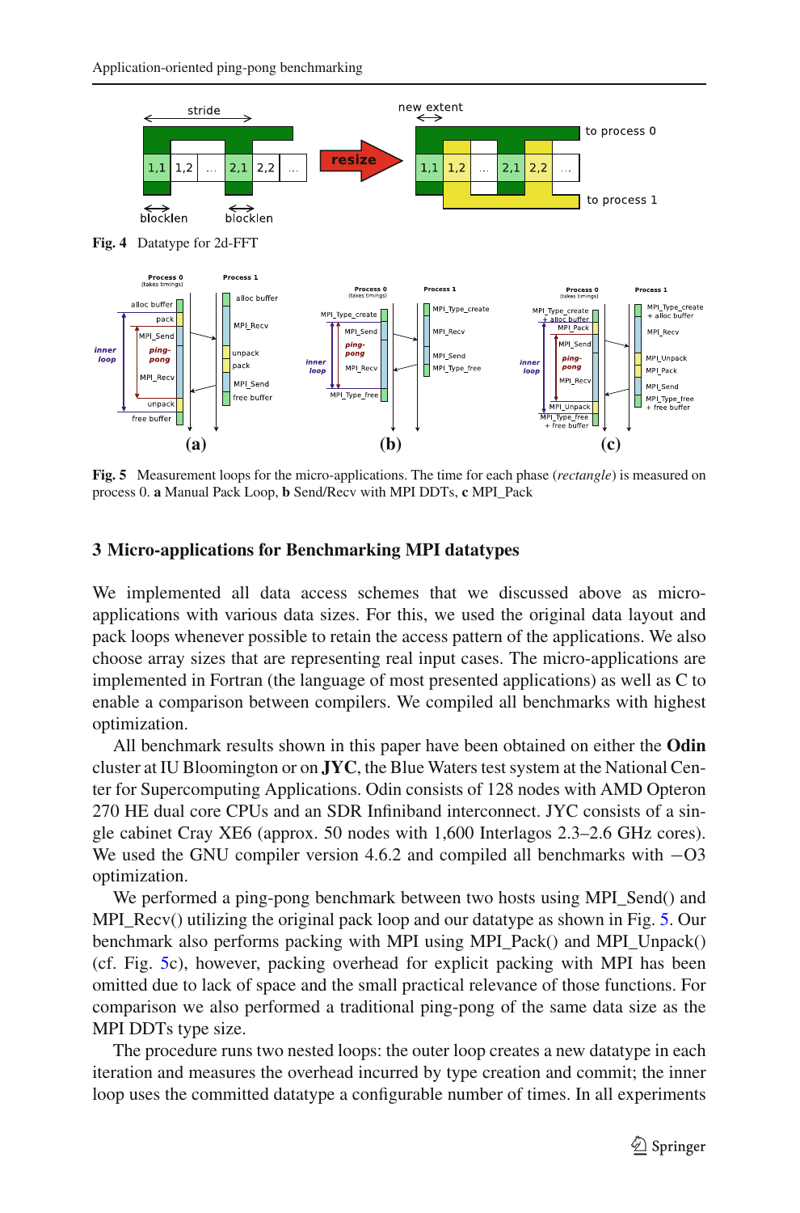**Fig. 4** Datatype for 2d-FFT

**Fig. 5** Measurement loops for the micro-applications. The time for each phase (*rectangle*) is measured on process 0. **a** Manual Pack Loop, **b** Send/Recv with MPI DDTs, **c** MPI_Pack

## 3 Micro-applications for Benchmarking MPI datatypes

We implemented all data access schemes that we discussed above as micro-applications with various data sizes. For this, we used the original data layout and pack loops whenever possible to retain the access pattern of the applications. We also choose array sizes that are representing real input cases. The micro-applications are implemented in Fortran (the language of most presented applications) as well as C to enable a comparison between compilers. We compiled all benchmarks with highest optimization.

All benchmark results shown in this paper have been obtained on either the **Odin** cluster at IU Bloomington or on **JYC**, the Blue Waters test system at the National Center for Supercomputing Applications. Odin consists of 128 nodes with AMD Opteron 270 HE dual core CPUs and an SDR Infiniband interconnect. JYC consists of a single cabinet Cray XE6 (approx. 50 nodes with 1,600 Interlagos 2.3–2.6 GHz cores). We used the GNU compiler version 4.6.2 and compiled all benchmarks with −O3 optimization.

We performed a ping-pong benchmark between two hosts using MPI_Send() and MPI_Recv() utilizing the original pack loop and our datatype as shown in Fig. 5. Our benchmark also performs packing with MPI using MPI_Pack() and MPI_Unpack() (cf. Fig. 5c), however, packing overhead for explicit packing with MPI has been omitted due to lack of space and the small practical relevance of those functions. For comparison we also performed a traditional ping-pong of the same data size as the MPI DDTs type size.

The procedure runs two nested loops: the outer loop creates a new datatype in each iteration and measures the overhead incurred by type creation and commit; the inner loop uses the committed datatype a configurable number of times. In all experiments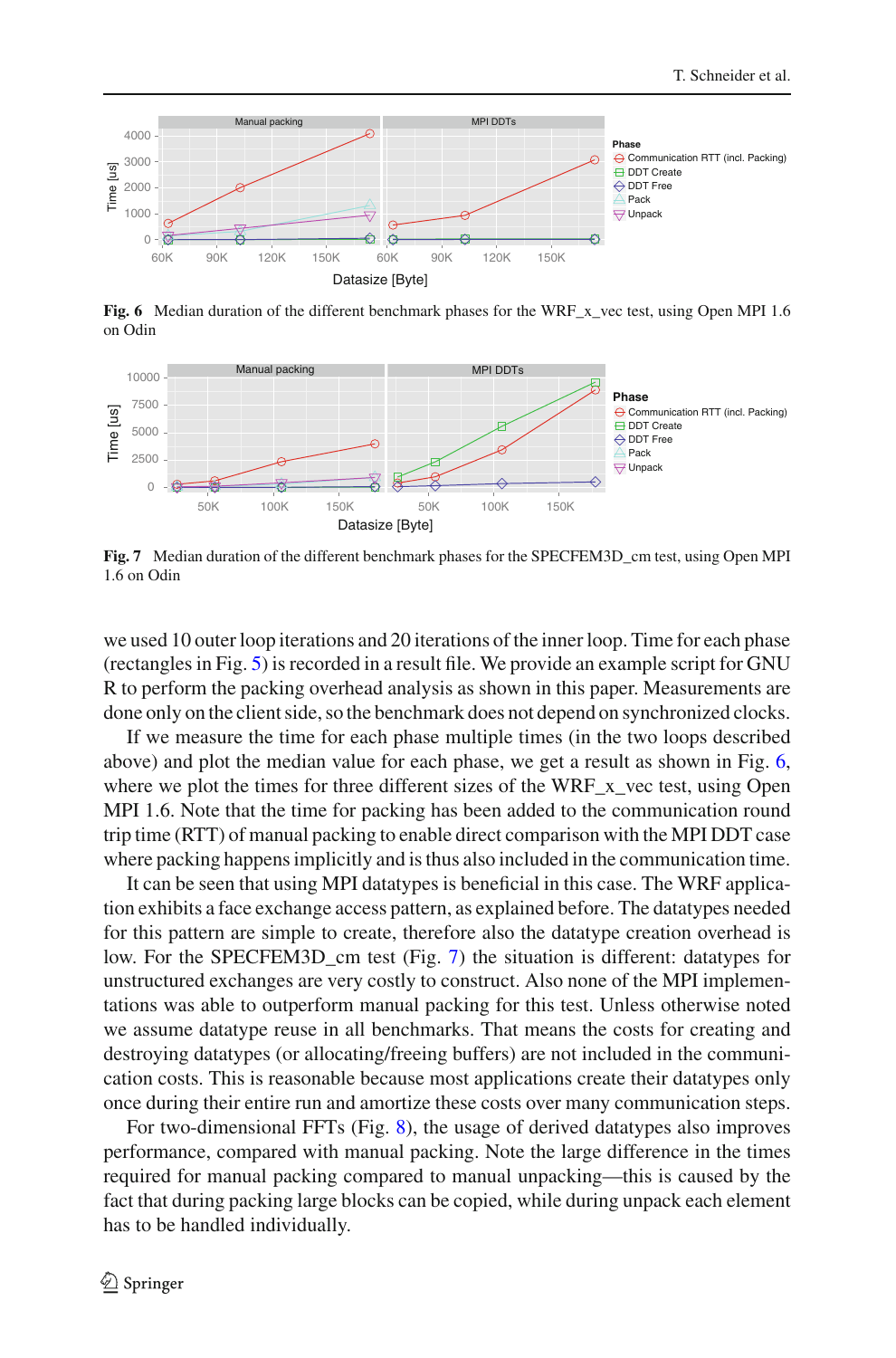**Fig. 6** Median duration of the different benchmark phases for the WRF_x_vec test, using Open MPI 1.6 on Odin

**Fig. 7** Median duration of the different benchmark phases for the SPECFEM3D_cm test, using Open MPI 1.6 on Odin

we used 10 outer loop iterations and 20 iterations of the inner loop. Time for each phase (rectangles in Fig. 5) is recorded in a result file. We provide an example script for GNU R to perform the packing overhead analysis as shown in this paper. Measurements are done only on the client side, so the benchmark does not depend on synchronized clocks.

If we measure the time for each phase multiple times (in the two loops described above) and plot the median value for each phase, we get a result as shown in Fig. 6, where we plot the times for three different sizes of the WRF_x_vec test, using Open MPI 1.6. Note that the time for packing has been added to the communication round trip time (RTT) of manual packing to enable direct comparison with the MPI DDT case where packing happens implicitly and is thus also included in the communication time.

It can be seen that using MPI datatypes is beneficial in this case. The WRF application exhibits a face exchange access pattern, as explained before. The datatypes needed for this pattern are simple to create, therefore also the datatype creation overhead is low. For the SPECFEM3D_cm test (Fig. 7) the situation is different: datatypes for unstructured exchanges are very costly to construct. Also none of the MPI implementations was able to outperform manual packing for this test. Unless otherwise noted we assume datatype reuse in all benchmarks. That means the costs for creating and destroying datatypes (or allocating/freeing buffers) are not included in the communication costs. This is reasonable because most applications create their datatypes only once during their entire run and amortize these costs over many communication steps.

For two-dimensional FFTs (Fig. 8), the usage of derived datatypes also improves performance, compared with manual packing. Note the large difference in the times required for manual packing compared to manual unpacking—this is caused by the fact that during packing large blocks can be copied, while during unpack each element has to be handled individually.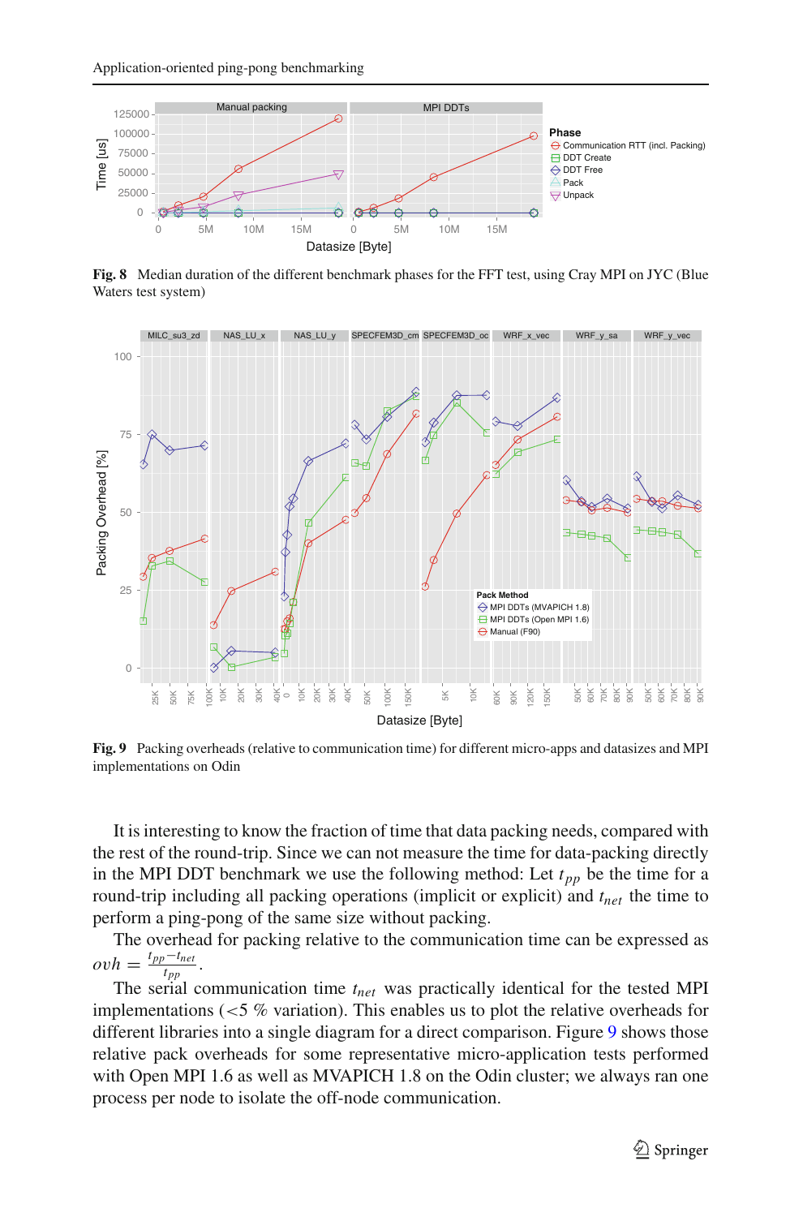Fig. 8 Median duration of the different benchmark phases for the FFT test, using Cray MPI on JYC (Blue Waters test system)

Fig. 9 Packing overheads (relative to communication time) for different micro-apps and datasizes and MPI implementations on Odin

It is interesting to know the fraction of time that data packing needs, compared with the rest of the round-trip. Since we can not measure the time for data-packing directly in the MPI DDT benchmark we use the following method: Let $t_{pp}$ be the time for a round-trip including all packing operations (implicit or explicit) and $t_{net}$ the time to perform a ping-pong of the same size without packing.

The overhead for packing relative to the communication time can be expressed as $ovh = \frac{t_{pp} - t_{net}}{t_{pp}}$.

The serial communication time $t_{net}$ was practically identical for the tested MPI implementations (<5 % variation). This enables us to plot the relative overheads for different libraries into a single diagram for a direct comparison. Figure 9 shows those relative pack overheads for some representative micro-application tests performed with Open MPI 1.6 as well as MVAPICH 1.8 on the Odin cluster; we always ran one process per node to isolate the off-node communication.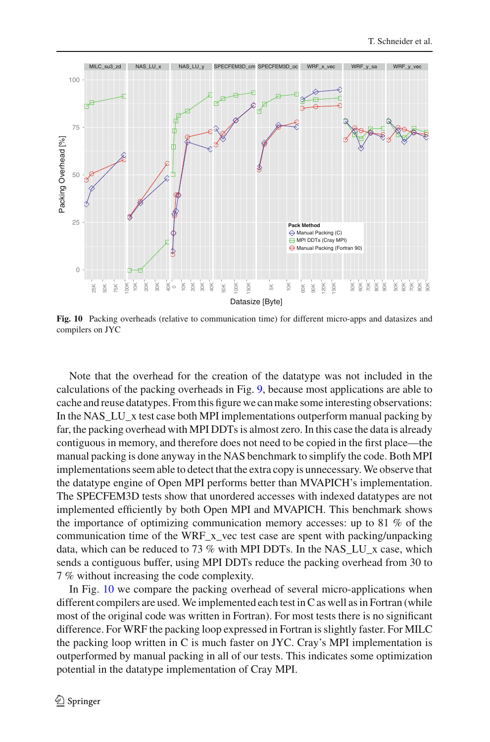**Fig. 10** Packing overheads (relative to communication time) for different micro-apps and datasizes and compilers on JYC

Note that the overhead for the creation of the datatype was not included in the calculations of the packing overheads in Fig. 9, because most applications are able to cache and reuse datatypes. From this figure we can make some interesting observations: In the NAS_LU_x test case both MPI implementations outperform manual packing by far, the packing overhead with MPI DDTs is almost zero. In this case the data is already contiguous in memory, and therefore does not need to be copied in the first place—the manual packing is done anyway in the NAS benchmark to simplify the code. Both MPI implementations seem able to detect that the extra copy is unnecessary. We observe that the datatype engine of Open MPI performs better than MVAPICH's implementation. The SPECFEM3D tests show that unordered accesses with indexed datatypes are not implemented efficiently by both Open MPI and MVAPICH. This benchmark shows the importance of optimizing communication memory accesses: up to 81 % of the communication time of the WRF_x_vec test case are spent with packing/unpacking data, which can be reduced to 73 % with MPI DDTs. In the NAS_LU_x case, which sends a contiguous buffer, using MPI DDTs reduce the packing overhead from 30 to 7 % without increasing the code complexity.

In Fig. 10 we compare the packing overhead of several micro-applications when different compilers are used. We implemented each test in C as well as in Fortran (while most of the original code was written in Fortran). For most tests there is no significant difference. For WRF the packing loop expressed in Fortran is slightly faster. For MILC the packing loop written in C is much faster on JYC. Cray's MPI implementation is outperformed by manual packing in all of our tests. This indicates some optimization potential in the datatype implementation of Cray MPI.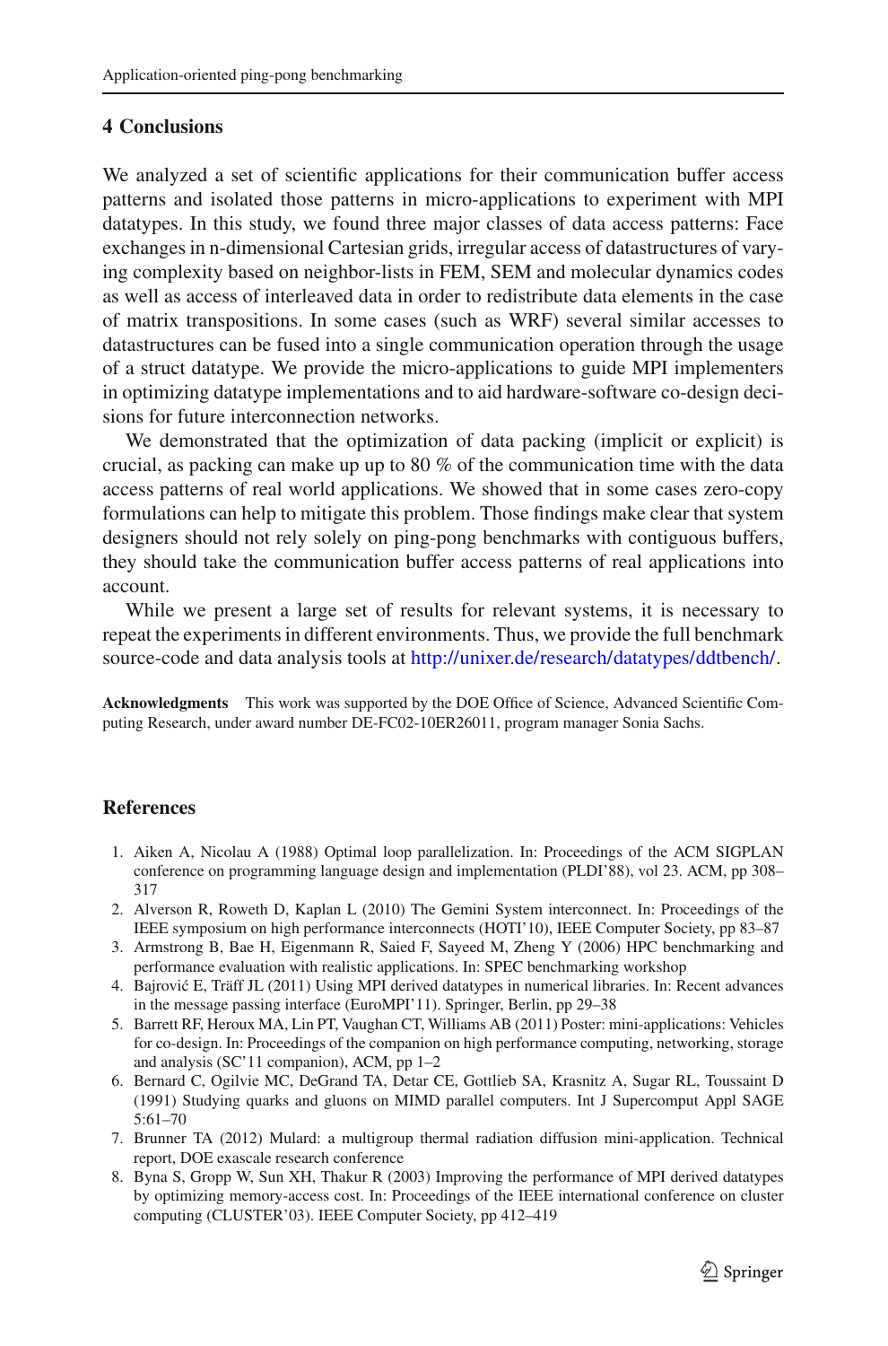## 4 Conclusions

We analyzed a set of scientific applications for their communication buffer access patterns and isolated those patterns in micro-applications to experiment with MPI datatypes. In this study, we found three major classes of data access patterns: Face exchanges in n-dimensional Cartesian grids, irregular access of datastructures of varying complexity based on neighbor-lists in FEM, SEM and molecular dynamics codes as well as access of interleaved data in order to redistribute data elements in the case of matrix transpositions. In some cases (such as WRF) several similar accesses to datastructures can be fused into a single communication operation through the usage of a struct datatype. We provide the micro-applications to guide MPI implementers in optimizing datatype implementations and to aid hardware-software co-design decisions for future interconnection networks.

We demonstrated that the optimization of data packing (implicit or explicit) is crucial, as packing can make up up to 80 % of the communication time with the data access patterns of real world applications. We showed that in some cases zero-copy formulations can help to mitigate this problem. Those findings make clear that system designers should not rely solely on ping-pong benchmarks with contiguous buffers, they should take the communication buffer access patterns of real applications into account.

While we present a large set of results for relevant systems, it is necessary to repeat the experiments in different environments. Thus, we provide the full benchmark source-code and data analysis tools at http://unixer.de/research/datatypes/ddtbench/.

**Acknowledgments** This work was supported by the DOE Office of Science, Advanced Scientific Computing Research, under award number DE-FC02-10ER26011, program manager Sonia Sachs.

## References

1. Aiken A, Nicolau A (1988) Optimal loop parallelization. In: Proceedings of the ACM SIGPLAN conference on programming language design and implementation (PLDI'88), vol 23. ACM, pp 308–317
2. Alverson R, Roweth D, Kaplan L (2010) The Gemini System interconnect. In: Proceedings of the IEEE symposium on high performance interconnects (HOTI'10), IEEE Computer Society, pp 83–87
3. Armstrong B, Bae H, Eigenmann R, Saied F, Sayeed M, Zheng Y (2006) HPC benchmarking and performance evaluation with realistic applications. In: SPEC benchmarking workshop
4. Bajrović E, Träff JL (2011) Using MPI derived datatypes in numerical libraries. In: Recent advances in the message passing interface (EuroMPI'11). Springer, Berlin, pp 29–38
5. Barrett RF, Heroux MA, Lin PT, Vaughan CT, Williams AB (2011) Poster: mini-applications: Vehicles for co-design. In: Proceedings of the companion on high performance computing, networking, storage and analysis (SC'11 companion), ACM, pp 1–2
6. Bernard C, Ogilvie MC, DeGrand TA, Detar CE, Gottlieb SA, Krasnitz A, Sugar RL, Toussaint D (1991) Studying quarks and gluons on MIMD parallel computers. Int J Supercomput Appl SAGE 5:61–70
7. Brunner TA (2012) Mulard: a multigroup thermal radiation diffusion mini-application. Technical report, DOE exascale research conference
8. Byna S, Gropp W, Sun XH, Thakur R (2003) Improving the performance of MPI derived datatypes by optimizing memory-access cost. In: Proceedings of the IEEE international conference on cluster computing (CLUSTER'03). IEEE Computer Society, pp 412–419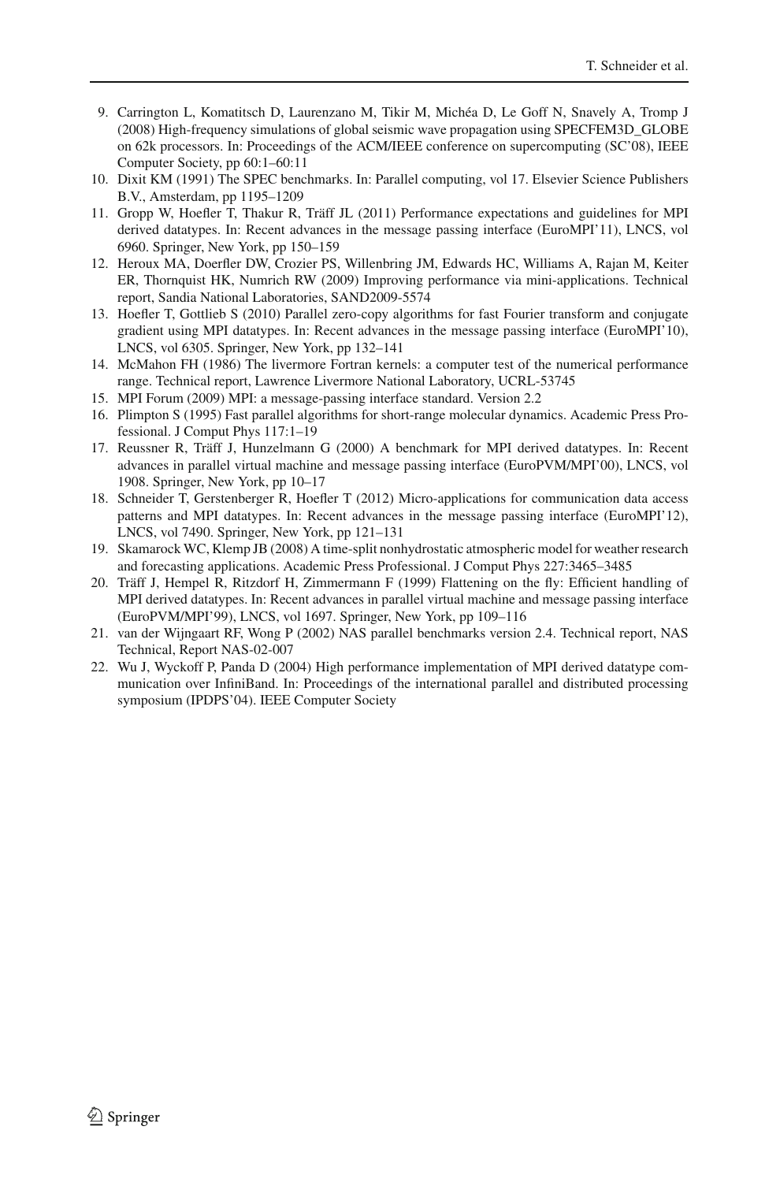9. Carrington L, Komatitsch D, Laurenzano M, Tikir M, Michéa D, Le Goff N, Snavely A, Tromp J (2008) High-frequency simulations of global seismic wave propagation using SPECFEM3D_GLOBE on 62k processors. In: Proceedings of the ACM/IEEE conference on supercomputing (SC'08), IEEE Computer Society, pp 60:1–60:11
10. Dixit KM (1991) The SPEC benchmarks. In: Parallel computing, vol 17. Elsevier Science Publishers B.V., Amsterdam, pp 1195–1209
11. Gropp W, Hoefler T, Thakur R, Träff JL (2011) Performance expectations and guidelines for MPI derived datatypes. In: Recent advances in the message passing interface (EuroMPI'11), LNCS, vol 6960. Springer, New York, pp 150–159
12. Heroux MA, Doerfler DW, Crozier PS, Willenbring JM, Edwards HC, Williams A, Rajan M, Keiter ER, Thornquist HK, Numrich RW (2009) Improving performance via mini-applications. Technical report, Sandia National Laboratories, SAND2009-5574
13. Hoefler T, Gottlieb S (2010) Parallel zero-copy algorithms for fast Fourier transform and conjugate gradient using MPI datatypes. In: Recent advances in the message passing interface (EuroMPI'10), LNCS, vol 6305. Springer, New York, pp 132–141
14. McMahon FH (1986) The livermore Fortran kernels: a computer test of the numerical performance range. Technical report, Lawrence Livermore National Laboratory, UCRL-53745
15. MPI Forum (2009) MPI: a message-passing interface standard. Version 2.2
16. Plimpton S (1995) Fast parallel algorithms for short-range molecular dynamics. Academic Press Professional. J Comput Phys 117:1–19
17. Reussner R, Träff J, Hunzelmann G (2000) A benchmark for MPI derived datatypes. In: Recent advances in parallel virtual machine and message passing interface (EuroPVM/MPI'00), LNCS, vol 1908. Springer, New York, pp 10–17
18. Schneider T, Gerstenberger R, Hoefler T (2012) Micro-applications for communication data access patterns and MPI datatypes. In: Recent advances in the message passing interface (EuroMPI'12), LNCS, vol 7490. Springer, New York, pp 121–131
19. Skamarock WC, Klemp JB (2008) A time-split nonhydrostatic atmospheric model for weather research and forecasting applications. Academic Press Professional. J Comput Phys 227:3465–3485
20. Träff J, Hempel R, Ritzdorf H, Zimmermann F (1999) Flattening on the fly: Efficient handling of MPI derived datatypes. In: Recent advances in parallel virtual machine and message passing interface (EuroPVM/MPI'99), LNCS, vol 1697. Springer, New York, pp 109–116
21. van der Wijngaart RF, Wong P (2002) NAS parallel benchmarks version 2.4. Technical report, NAS Technical, Report NAS-02-007
22. Wu J, Wyckoff P, Panda D (2004) High performance implementation of MPI derived datatype communication over InfiniBand. In: Proceedings of the international parallel and distributed processing symposium (IPDPS'04). IEEE Computer Society